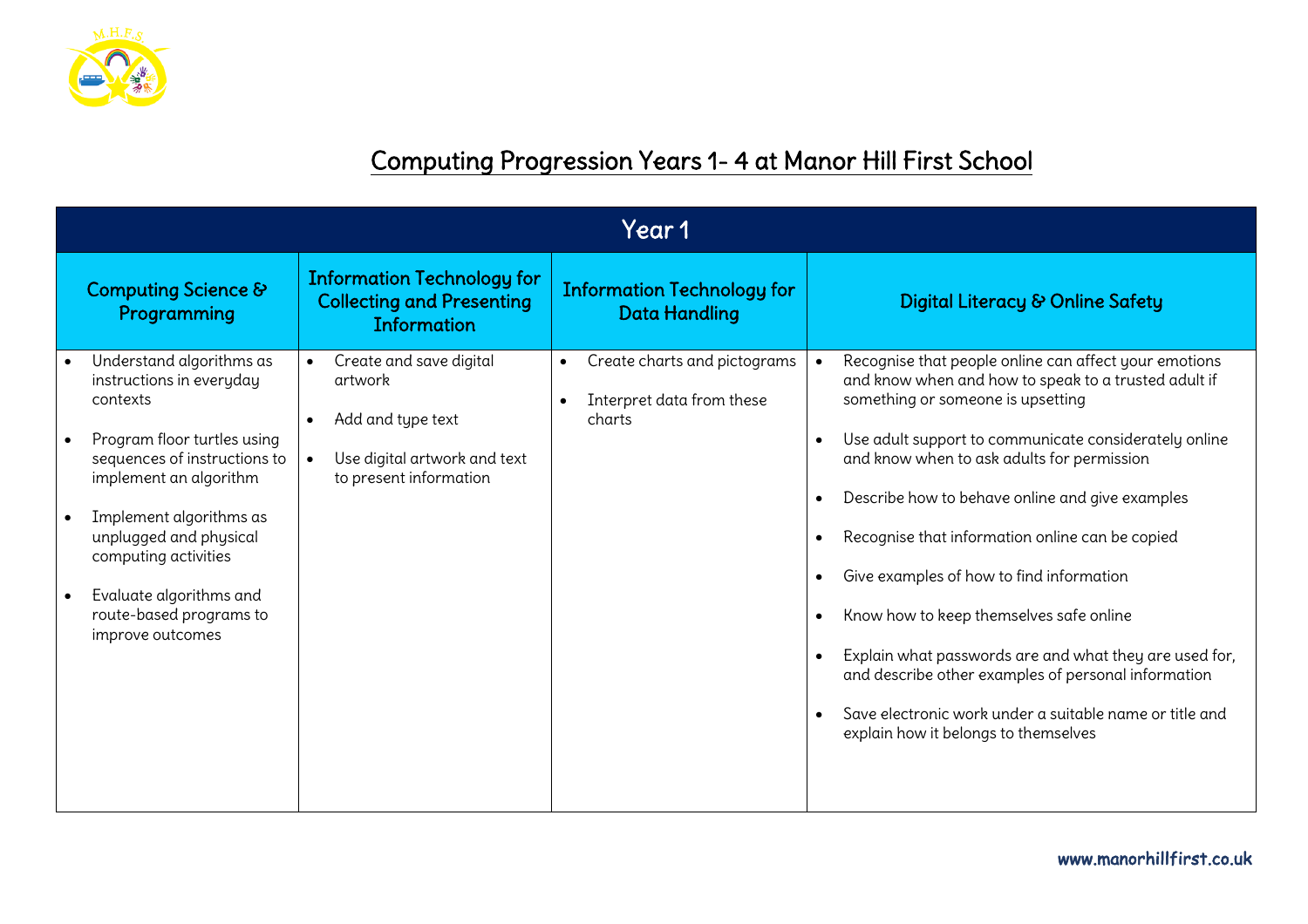# Computing Progression Years 1- 4 at Manor Hill First School

| Year 1 | | | |
|---|---|---|---|
| **Computing Science & Programming** | **Information Technology for Collecting and Presenting Information** | **Information Technology for Data Handling** | **Digital Literacy & Online Safety** |
| • Understand algorithms as instructions in everyday contexts<br>• Program floor turtles using sequences of instructions to implement an algorithm<br>• Implement algorithms as unplugged and physical computing activities<br>• Evaluate algorithms and route-based programs to improve outcomes | • Create and save digital artwork<br>• Add and type text<br>• Use digital artwork and text to present information | • Create charts and pictograms<br>• Interpret data from these charts | • Recognise that people online can affect your emotions and know when and how to speak to a trusted adult if something or someone is upsetting<br>• Use adult support to communicate considerately online and know when to ask adults for permission<br>• Describe how to behave online and give examples<br>• Recognise that information online can be copied<br>• Give examples of how to find information<br>• Know how to keep themselves safe online<br>• Explain what passwords are and what they are used for, and describe other examples of personal information<br>• Save electronic work under a suitable name or title and explain how it belongs to themselves |

www.manorhillfirst.co.uk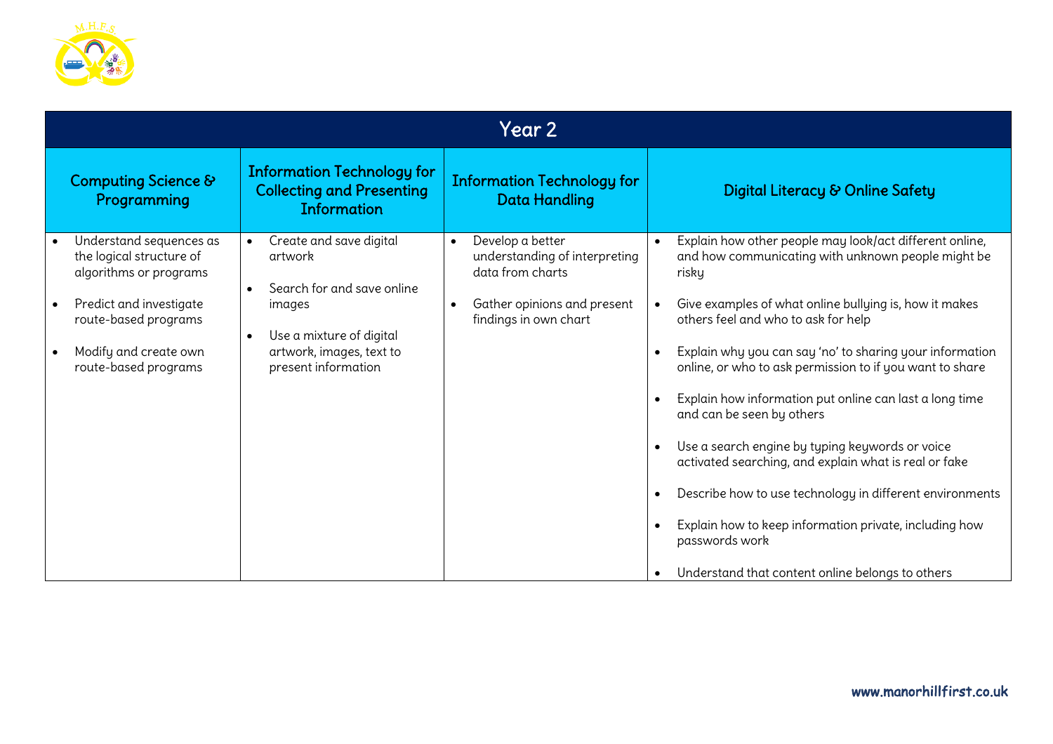| Year 2 | | | |
|---|---|---|---|
| **Computing Science & Programming** | **Information Technology for Collecting and Presenting Information** | **Information Technology for Data Handling** | **Digital Literacy & Online Safety** |
| • Understand sequences as the logical structure of algorithms or programs<br>• Predict and investigate route-based programs<br>• Modify and create own route-based programs | • Create and save digital artwork<br>• Search for and save online images<br>• Use a mixture of digital artwork, images, text to present information | • Develop a better understanding of interpreting data from charts<br>• Gather opinions and present findings in own chart | • Explain how other people may look/act different online, and how communicating with unknown people might be risky<br>• Give examples of what online bullying is, how it makes others feel and who to ask for help<br>• Explain why you can say 'no' to sharing your information online, or who to ask permission to if you want to share<br>• Explain how information put online can last a long time and can be seen by others<br>• Use a search engine by typing keywords or voice activated searching, and explain what is real or fake<br>• Describe how to use technology in different environments<br>• Explain how to keep information private, including how passwords work<br>• Understand that content online belongs to others |

www.manorhillfirst.co.uk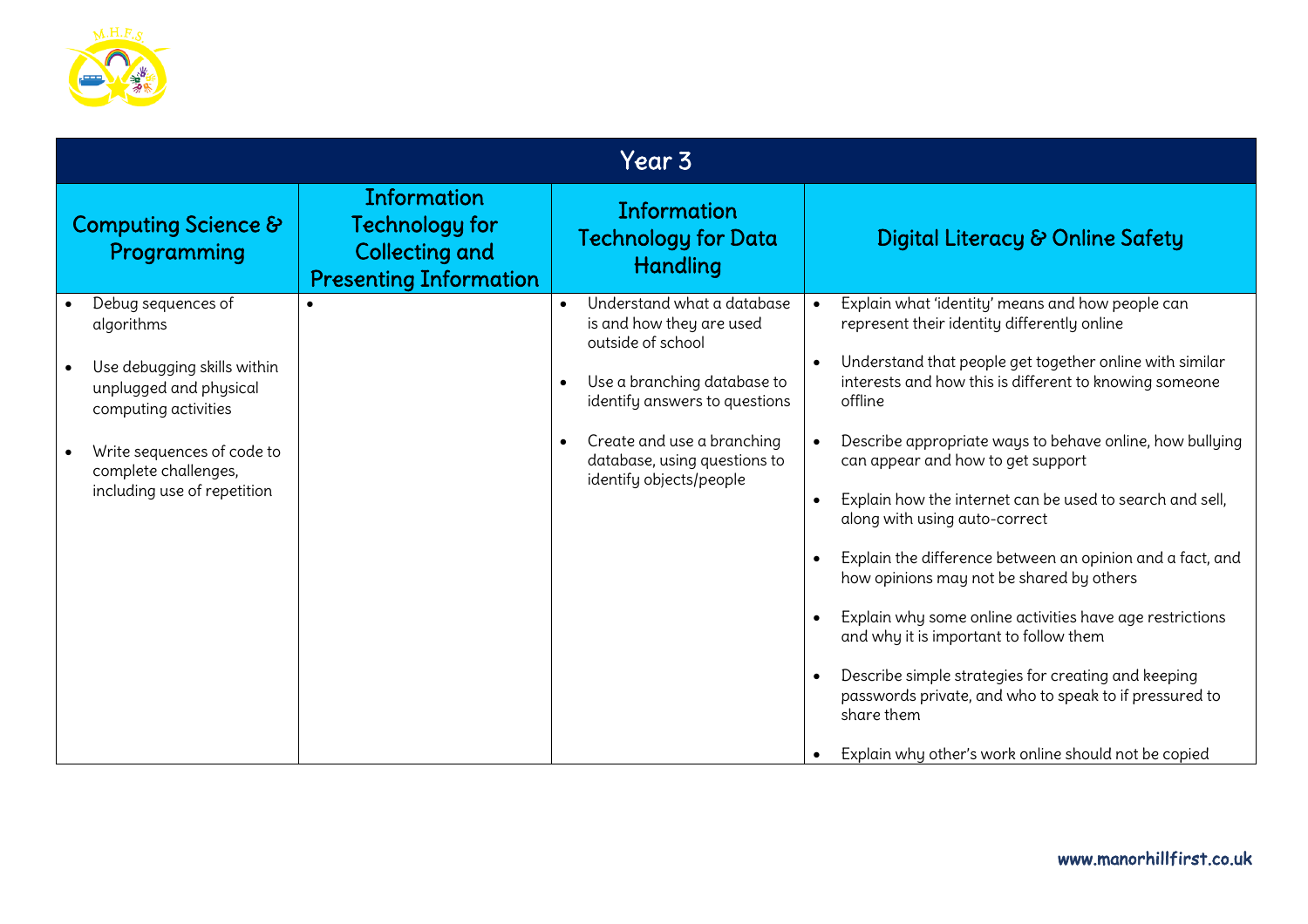| Year 3 | | | |
|---|---|---|---|
| **Computing Science & Programming** | **Information Technology for Collecting and Presenting Information** | **Information Technology for Data Handling** | **Digital Literacy & Online Safety** |
| • Debug sequences of algorithms<br>• Use debugging skills within unplugged and physical computing activities<br>• Write sequences of code to complete challenges, including use of repetition | • | • Understand what a database is and how they are used outside of school<br>• Use a branching database to identify answers to questions<br>• Create and use a branching database, using questions to identify objects/people | • Explain what 'identity' means and how people can represent their identity differently online<br>• Understand that people get together online with similar interests and how this is different to knowing someone offline<br>• Describe appropriate ways to behave online, how bullying can appear and how to get support<br>• Explain how the internet can be used to search and sell, along with using auto-correct<br>• Explain the difference between an opinion and a fact, and how opinions may not be shared by others<br>• Explain why some online activities have age restrictions and why it is important to follow them<br>• Describe simple strategies for creating and keeping passwords private, and who to speak to if pressured to share them<br>• Explain why other's work online should not be copied |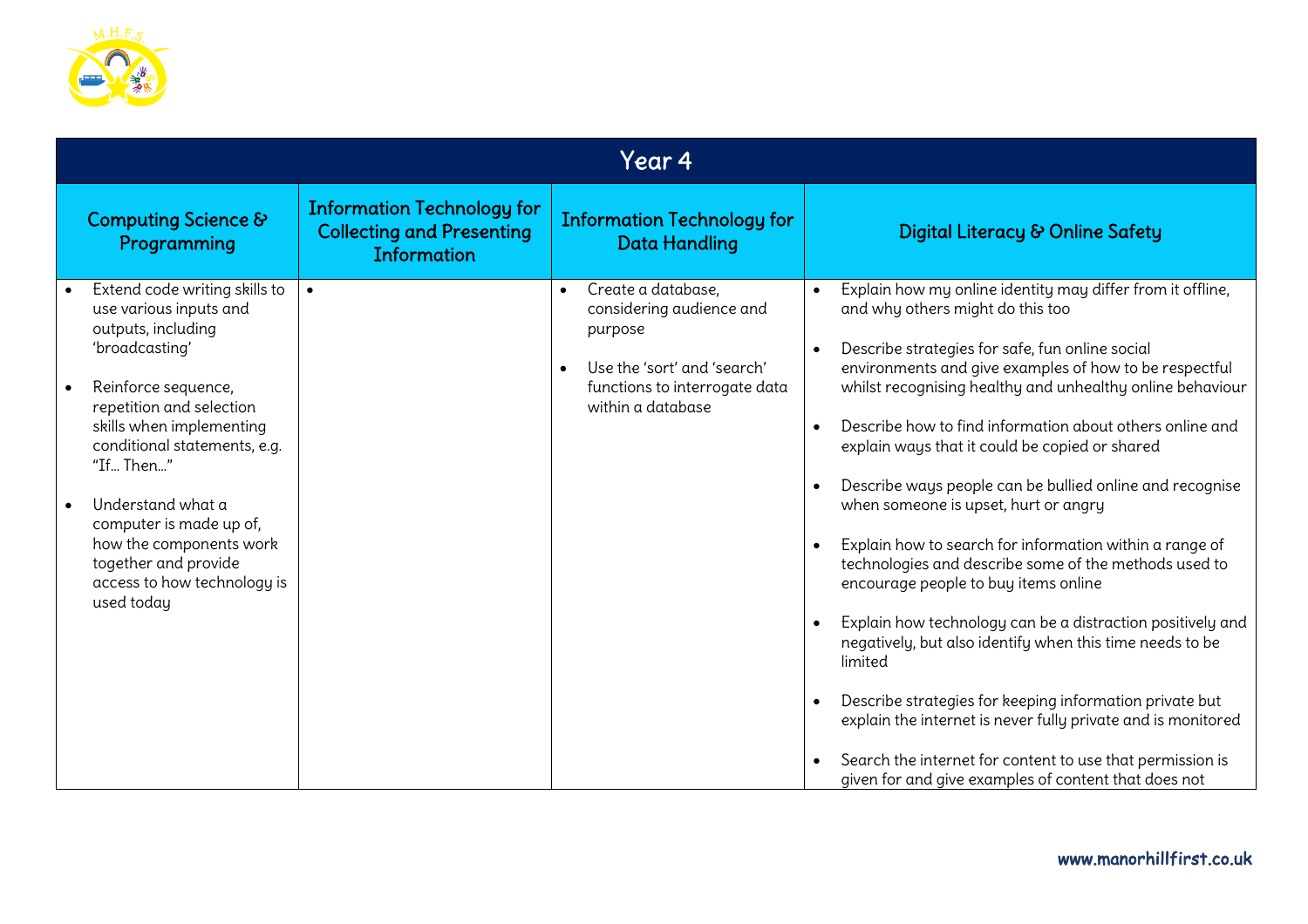| Year 4 | | | |
|---|---|---|---|
| **Computing Science & Programming** | **Information Technology for Collecting and Presenting Information** | **Information Technology for Data Handling** | **Digital Literacy & Online Safety** |
| • Extend code writing skills to use various inputs and outputs, including 'broadcasting'<br>• Reinforce sequence, repetition and selection skills when implementing conditional statements, e.g. "If… Then…"<br>• Understand what a computer is made up of, how the components work together and provide access to how technology is used today | • | • Create a database, considering audience and purpose<br>• Use the 'sort' and 'search' functions to interrogate data within a database | • Explain how my online identity may differ from it offline, and why others might do this too<br>• Describe strategies for safe, fun online social environments and give examples of how to be respectful whilst recognising healthy and unhealthy online behaviour<br>• Describe how to find information about others online and explain ways that it could be copied or shared<br>• Describe ways people can be bullied online and recognise when someone is upset, hurt or angry<br>• Explain how to search for information within a range of technologies and describe some of the methods used to encourage people to buy items online<br>• Explain how technology can be a distraction positively and negatively, but also identify when this time needs to be limited<br>• Describe strategies for keeping information private but explain the internet is never fully private and is monitored<br>• Search the internet for content to use that permission is given for and give examples of content that does not |

www.manorhillfirst.co.uk